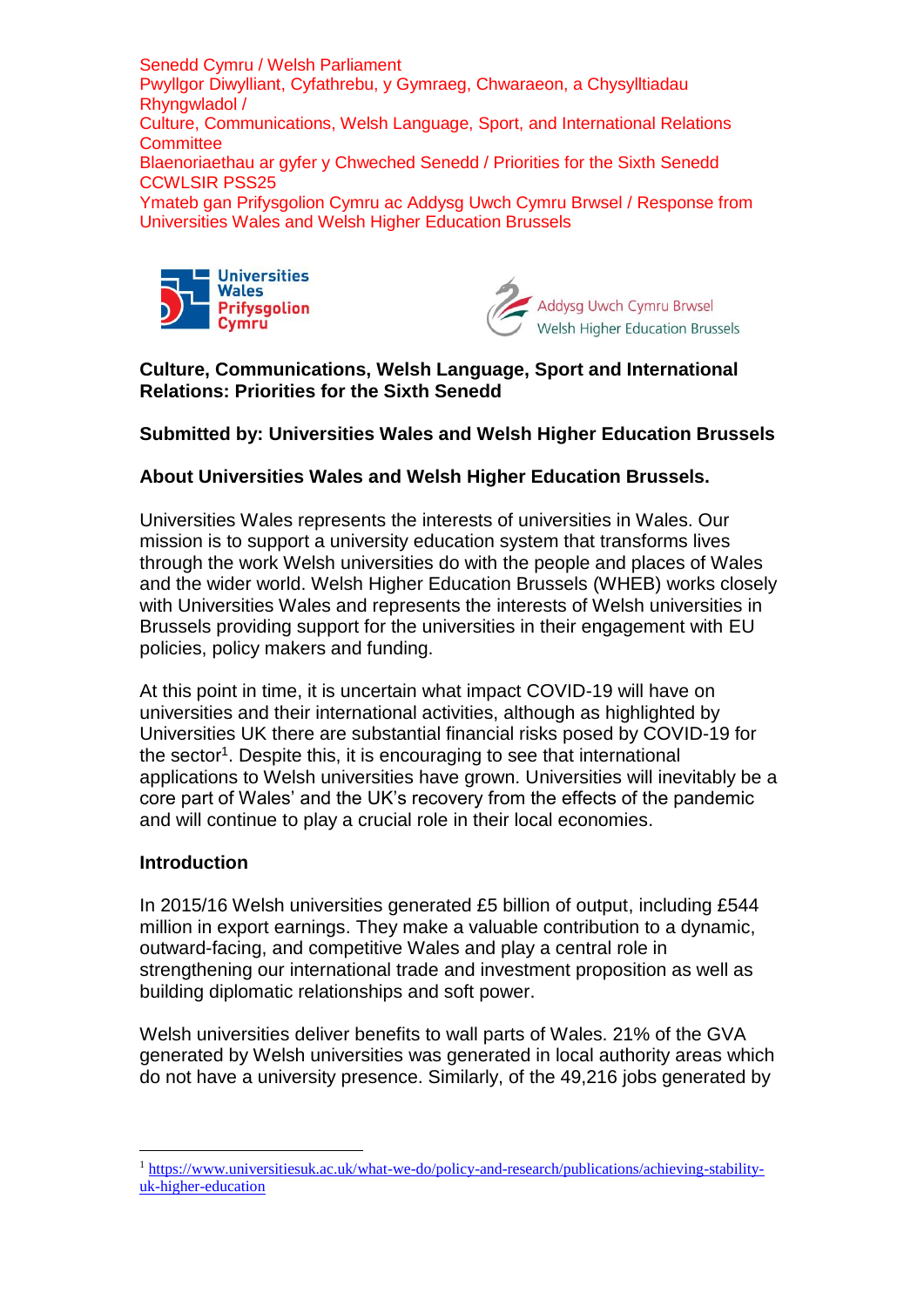Senedd Cymru / Welsh Parliament
Pwyllgor Diwylliant, Cyfathrebu, y Gymraeg, Chwaraeon, a Chysylltiadau Rhyngwladol /
Culture, Communications, Welsh Language, Sport, and International Relations Committee
Blaenoriaethau ar gyfer y Chweched Senedd / Priorities for the Sixth Senedd
CCWLSIR PSS25
Ymateb gan Prifysgolion Cymru ac Addysg Uwch Cymru Brwsel / Response from Universities Wales and Welsh Higher Education Brussels

Universities Wales Prifysgolion Cymru

Addysg Uwch Cymru Brwsel
Welsh Higher Education Brussels

**Culture, Communications, Welsh Language, Sport and International Relations: Priorities for the Sixth Senedd**

**Submitted by: Universities Wales and Welsh Higher Education Brussels**

**About Universities Wales and Welsh Higher Education Brussels.**

Universities Wales represents the interests of universities in Wales. Our mission is to support a university education system that transforms lives through the work Welsh universities do with the people and places of Wales and the wider world. Welsh Higher Education Brussels (WHEB) works closely with Universities Wales and represents the interests of Welsh universities in Brussels providing support for the universities in their engagement with EU policies, policy makers and funding.

At this point in time, it is uncertain what impact COVID-19 will have on universities and their international activities, although as highlighted by Universities UK there are substantial financial risks posed by COVID-19 for the sector[1]. Despite this, it is encouraging to see that international applications to Welsh universities have grown. Universities will inevitably be a core part of Wales' and the UK's recovery from the effects of the pandemic and will continue to play a crucial role in their local economies.

**Introduction**

In 2015/16 Welsh universities generated £5 billion of output, including £544 million in export earnings. They make a valuable contribution to a dynamic, outward-facing, and competitive Wales and play a central role in strengthening our international trade and investment proposition as well as building diplomatic relationships and soft power.

Welsh universities deliver benefits to wall parts of Wales. 21% of the GVA generated by Welsh universities was generated in local authority areas which do not have a university presence. Similarly, of the 49,216 jobs generated by

[1] https://www.universitiesuk.ac.uk/what-we-do/policy-and-research/publications/achieving-stability-uk-higher-education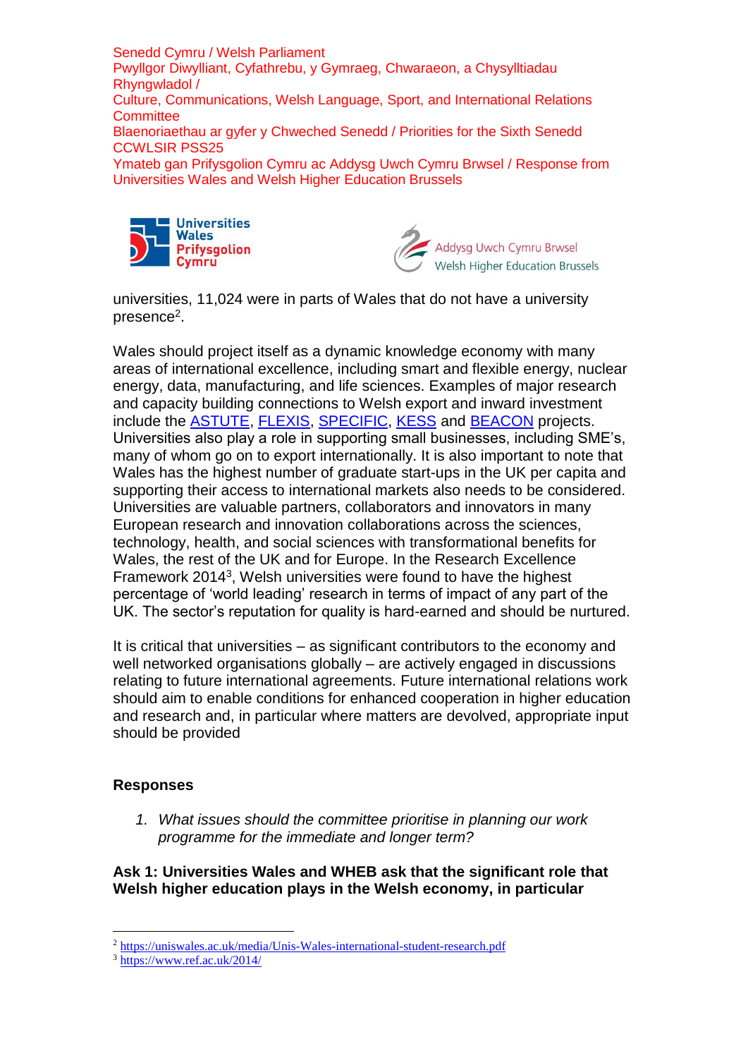universities, 11,024 were in parts of Wales that do not have a university presence[2].

Wales should project itself as a dynamic knowledge economy with many areas of international excellence, including smart and flexible energy, nuclear energy, data, manufacturing, and life sciences. Examples of major research and capacity building connections to Welsh export and inward investment include the ASTUTE, FLEXIS, SPECIFIC, KESS and BEACON projects. Universities also play a role in supporting small businesses, including SME's, many of whom go on to export internationally. It is also important to note that Wales has the highest number of graduate start-ups in the UK per capita and supporting their access to international markets also needs to be considered. Universities are valuable partners, collaborators and innovators in many European research and innovation collaborations across the sciences, technology, health, and social sciences with transformational benefits for Wales, the rest of the UK and for Europe. In the Research Excellence Framework 2014[3], Welsh universities were found to have the highest percentage of 'world leading' research in terms of impact of any part of the UK. The sector's reputation for quality is hard-earned and should be nurtured.

It is critical that universities – as significant contributors to the economy and well networked organisations globally – are actively engaged in discussions relating to future international agreements. Future international relations work should aim to enable conditions for enhanced cooperation in higher education and research and, in particular where matters are devolved, appropriate input should be provided

**Responses**

1. *What issues should the committee prioritise in planning our work programme for the immediate and longer term?*

**Ask 1: Universities Wales and WHEB ask that the significant role that Welsh higher education plays in the Welsh economy, in particular**

---

[2] https://uniswales.ac.uk/media/Unis-Wales-international-student-research.pdf

[3] https://www.ref.ac.uk/2014/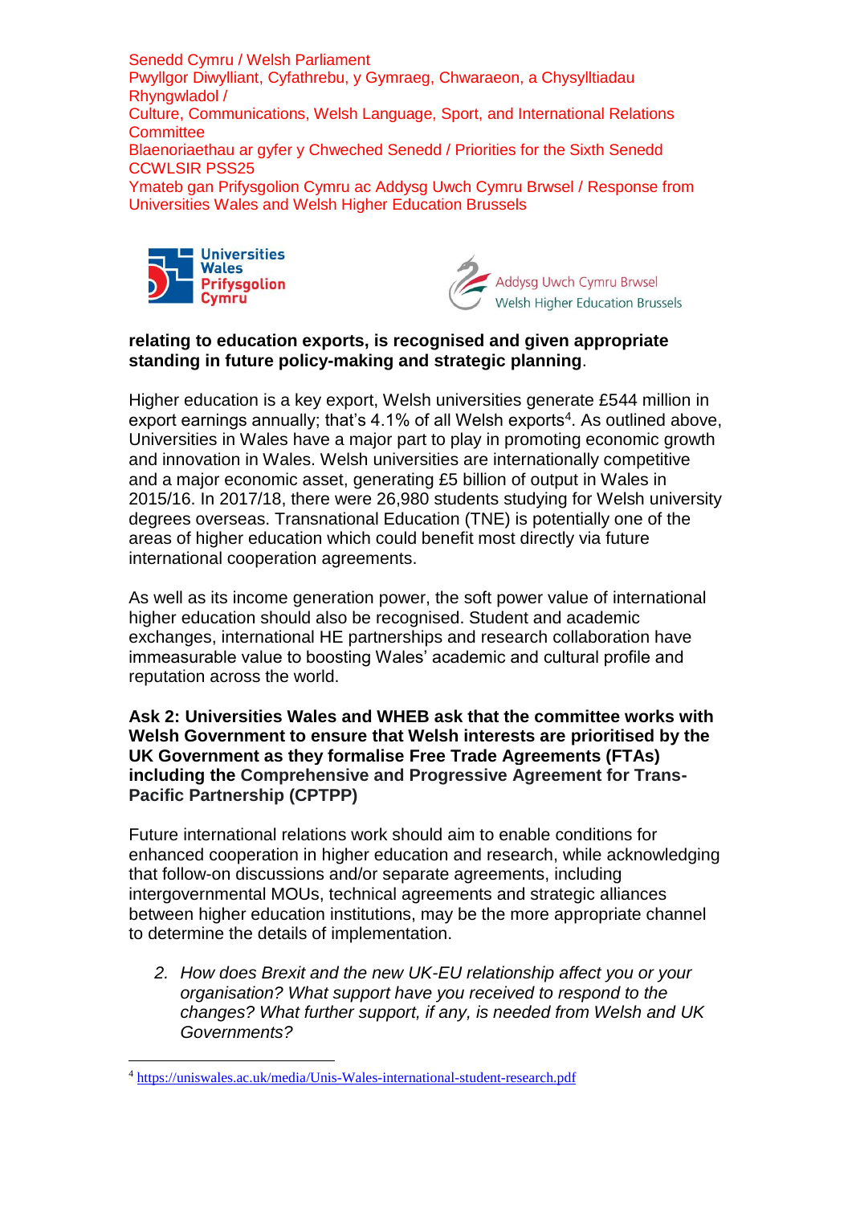**relating to education exports, is recognised and given appropriate standing in future policy-making and strategic planning**.

Higher education is a key export, Welsh universities generate £544 million in export earnings annually; that's 4.1% of all Welsh exports[4]. As outlined above, Universities in Wales have a major part to play in promoting economic growth and innovation in Wales. Welsh universities are internationally competitive and a major economic asset, generating £5 billion of output in Wales in 2015/16. In 2017/18, there were 26,980 students studying for Welsh university degrees overseas. Transnational Education (TNE) is potentially one of the areas of higher education which could benefit most directly via future international cooperation agreements.

As well as its income generation power, the soft power value of international higher education should also be recognised. Student and academic exchanges, international HE partnerships and research collaboration have immeasurable value to boosting Wales' academic and cultural profile and reputation across the world.

**Ask 2: Universities Wales and WHEB ask that the committee works with Welsh Government to ensure that Welsh interests are prioritised by the UK Government as they formalise Free Trade Agreements (FTAs) including the Comprehensive and Progressive Agreement for Trans-Pacific Partnership (CPTPP)**

Future international relations work should aim to enable conditions for enhanced cooperation in higher education and research, while acknowledging that follow-on discussions and/or separate agreements, including intergovernmental MOUs, technical agreements and strategic alliances between higher education institutions, may be the more appropriate channel to determine the details of implementation.

2. *How does Brexit and the new UK-EU relationship affect you or your organisation? What support have you received to respond to the changes? What further support, if any, is needed from Welsh and UK Governments?*

[4] https://uniswales.ac.uk/media/Unis-Wales-international-student-research.pdf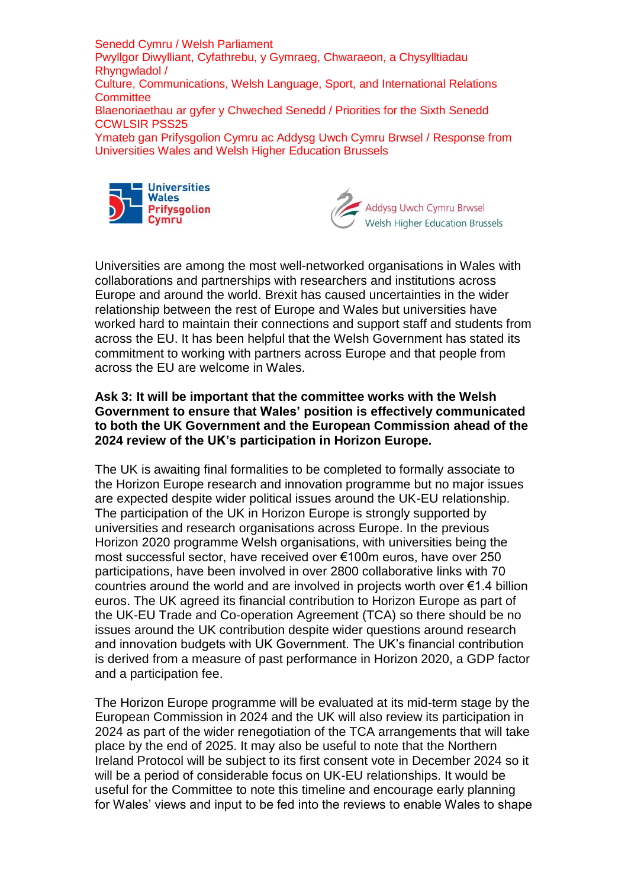Senedd Cymru / Welsh Parliament
Pwyllgor Diwylliant, Cyfathrebu, y Gymraeg, Chwaraeon, a Chysylltiadau Rhyngwladol /
Culture, Communications, Welsh Language, Sport, and International Relations Committee
Blaenoriaethau ar gyfer y Chweched Senedd / Priorities for the Sixth Senedd
CCWLSIR PSS25
Ymateb gan Prifysgolion Cymru ac Addysg Uwch Cymru Brwsel / Response from Universities Wales and Welsh Higher Education Brussels

Universities Wales Prifysgolion Cymru

Addysg Uwch Cymru Brwsel Welsh Higher Education Brussels

Universities are among the most well-networked organisations in Wales with collaborations and partnerships with researchers and institutions across Europe and around the world. Brexit has caused uncertainties in the wider relationship between the rest of Europe and Wales but universities have worked hard to maintain their connections and support staff and students from across the EU. It has been helpful that the Welsh Government has stated its commitment to working with partners across Europe and that people from across the EU are welcome in Wales.

**Ask 3: It will be important that the committee works with the Welsh Government to ensure that Wales' position is effectively communicated to both the UK Government and the European Commission ahead of the 2024 review of the UK's participation in Horizon Europe.**

The UK is awaiting final formalities to be completed to formally associate to the Horizon Europe research and innovation programme but no major issues are expected despite wider political issues around the UK-EU relationship. The participation of the UK in Horizon Europe is strongly supported by universities and research organisations across Europe. In the previous Horizon 2020 programme Welsh organisations, with universities being the most successful sector, have received over €100m euros, have over 250 participations, have been involved in over 2800 collaborative links with 70 countries around the world and are involved in projects worth over €1.4 billion euros. The UK agreed its financial contribution to Horizon Europe as part of the UK-EU Trade and Co-operation Agreement (TCA) so there should be no issues around the UK contribution despite wider questions around research and innovation budgets with UK Government. The UK's financial contribution is derived from a measure of past performance in Horizon 2020, a GDP factor and a participation fee.

The Horizon Europe programme will be evaluated at its mid-term stage by the European Commission in 2024 and the UK will also review its participation in 2024 as part of the wider renegotiation of the TCA arrangements that will take place by the end of 2025. It may also be useful to note that the Northern Ireland Protocol will be subject to its first consent vote in December 2024 so it will be a period of considerable focus on UK-EU relationships. It would be useful for the Committee to note this timeline and encourage early planning for Wales' views and input to be fed into the reviews to enable Wales to shape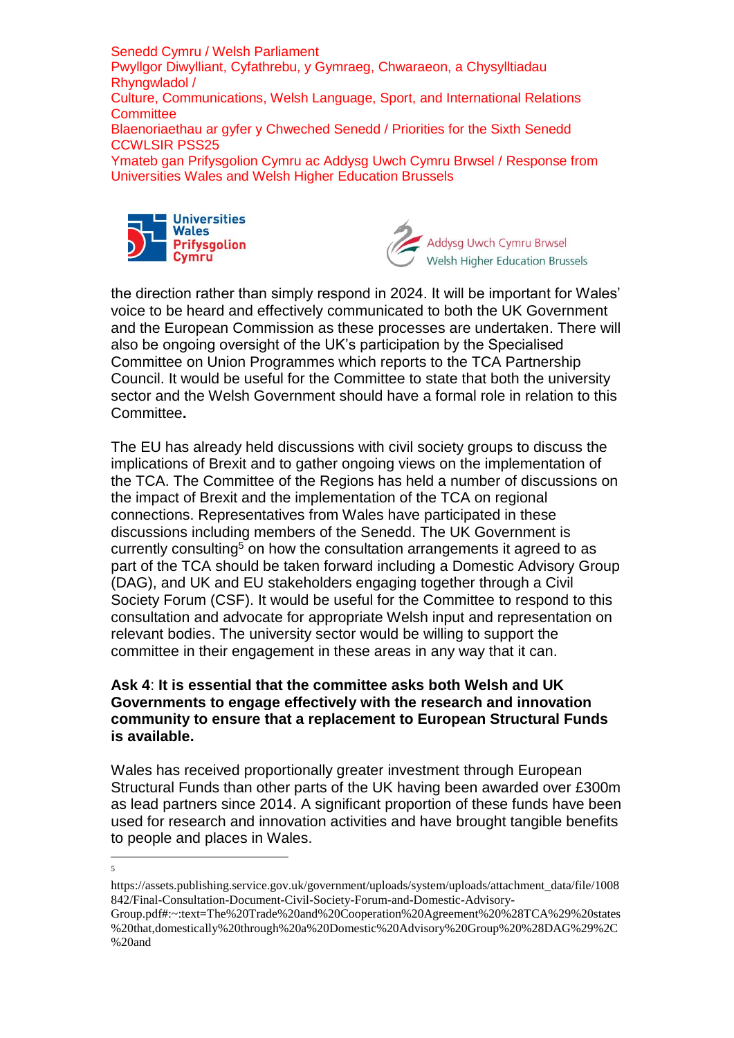the direction rather than simply respond in 2024. It will be important for Wales' voice to be heard and effectively communicated to both the UK Government and the European Commission as these processes are undertaken. There will also be ongoing oversight of the UK's participation by the Specialised Committee on Union Programmes which reports to the TCA Partnership Council. It would be useful for the Committee to state that both the university sector and the Welsh Government should have a formal role in relation to this Committee**.**

The EU has already held discussions with civil society groups to discuss the implications of Brexit and to gather ongoing views on the implementation of the TCA. The Committee of the Regions has held a number of discussions on the impact of Brexit and the implementation of the TCA on regional connections. Representatives from Wales have participated in these discussions including members of the Senedd. The UK Government is currently consulting[5] on how the consultation arrangements it agreed to as part of the TCA should be taken forward including a Domestic Advisory Group (DAG), and UK and EU stakeholders engaging together through a Civil Society Forum (CSF). It would be useful for the Committee to respond to this consultation and advocate for appropriate Welsh input and representation on relevant bodies. The university sector would be willing to support the committee in their engagement in these areas in any way that it can.

**Ask 4**: **It is essential that the committee asks both Welsh and UK Governments to engage effectively with the research and innovation community to ensure that a replacement to European Structural Funds is available.**

Wales has received proportionally greater investment through European Structural Funds than other parts of the UK having been awarded over £300m as lead partners since 2014. A significant proportion of these funds have been used for research and innovation activities and have brought tangible benefits to people and places in Wales.

---

[5] https://assets.publishing.service.gov.uk/government/uploads/system/uploads/attachment_data/file/1008842/Final-Consultation-Document-Civil-Society-Forum-and-Domestic-Advisory-Group.pdf#:~:text=The%20Trade%20and%20Cooperation%20Agreement%20%28TCA%29%20states%20that,domestically%20through%20a%20Domestic%20Advisory%20Group%20%28DAG%29%2C%20and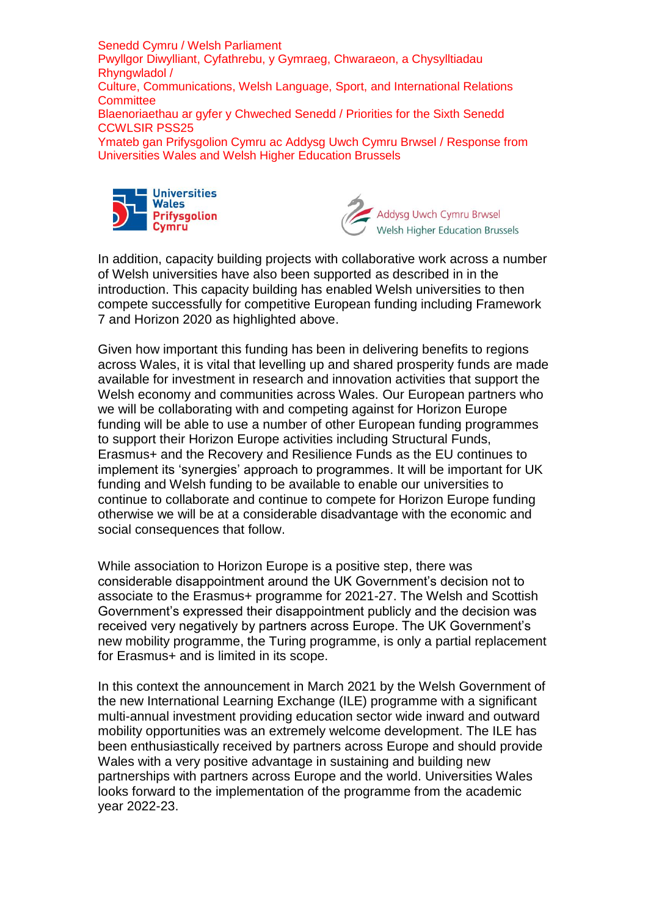In addition, capacity building projects with collaborative work across a number of Welsh universities have also been supported as described in in the introduction. This capacity building has enabled Welsh universities to then compete successfully for competitive European funding including Framework 7 and Horizon 2020 as highlighted above.

Given how important this funding has been in delivering benefits to regions across Wales, it is vital that levelling up and shared prosperity funds are made available for investment in research and innovation activities that support the Welsh economy and communities across Wales. Our European partners who we will be collaborating with and competing against for Horizon Europe funding will be able to use a number of other European funding programmes to support their Horizon Europe activities including Structural Funds, Erasmus+ and the Recovery and Resilience Funds as the EU continues to implement its 'synergies' approach to programmes. It will be important for UK funding and Welsh funding to be available to enable our universities to continue to collaborate and continue to compete for Horizon Europe funding otherwise we will be at a considerable disadvantage with the economic and social consequences that follow.

While association to Horizon Europe is a positive step, there was considerable disappointment around the UK Government's decision not to associate to the Erasmus+ programme for 2021-27. The Welsh and Scottish Government's expressed their disappointment publicly and the decision was received very negatively by partners across Europe. The UK Government's new mobility programme, the Turing programme, is only a partial replacement for Erasmus+ and is limited in its scope.

In this context the announcement in March 2021 by the Welsh Government of the new International Learning Exchange (ILE) programme with a significant multi-annual investment providing education sector wide inward and outward mobility opportunities was an extremely welcome development. The ILE has been enthusiastically received by partners across Europe and should provide Wales with a very positive advantage in sustaining and building new partnerships with partners across Europe and the world. Universities Wales looks forward to the implementation of the programme from the academic year 2022-23.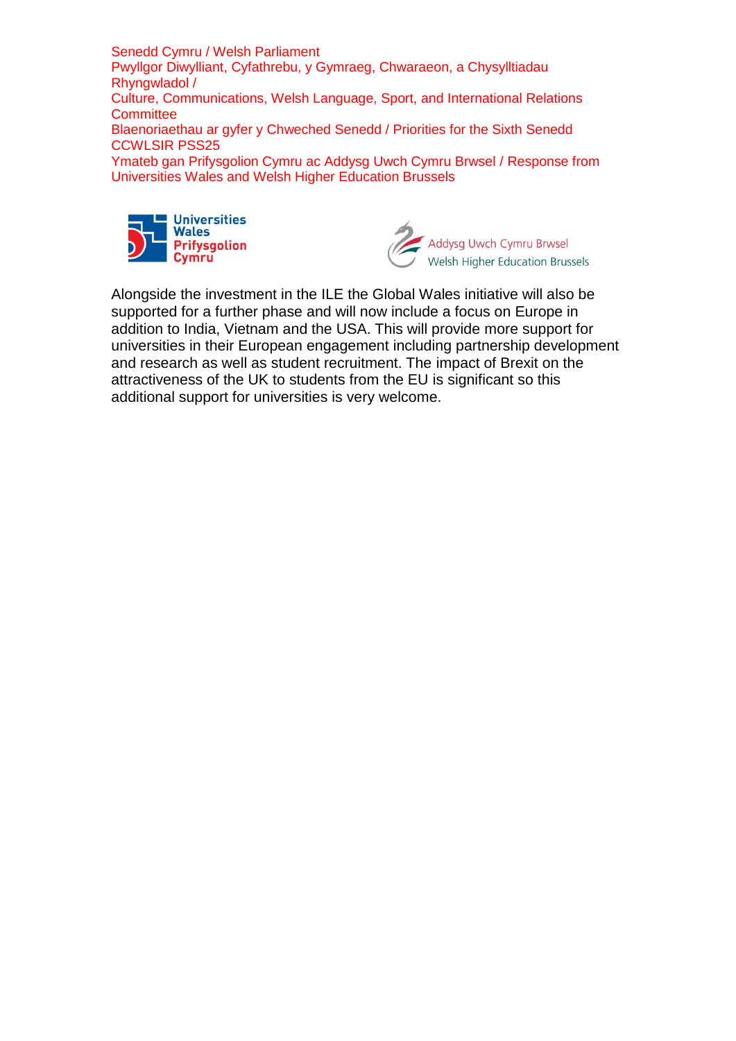Alongside the investment in the ILE the Global Wales initiative will also be supported for a further phase and will now include a focus on Europe in addition to India, Vietnam and the USA. This will provide more support for universities in their European engagement including partnership development and research as well as student recruitment. The impact of Brexit on the attractiveness of the UK to students from the EU is significant so this additional support for universities is very welcome.